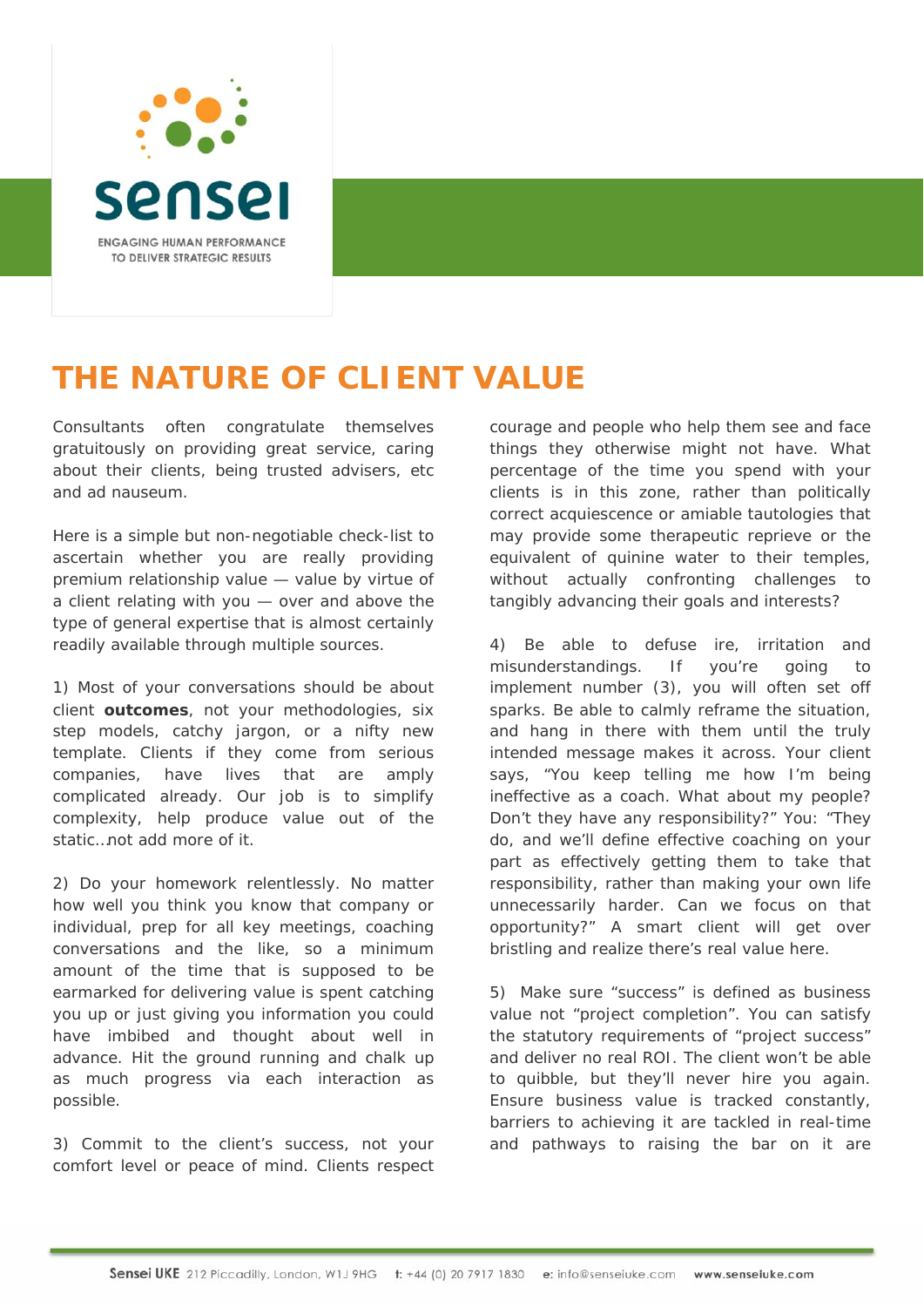sensei

ENGAGING HUMAN PERFORMANCE TO DELIVER STRATEGIC RESULTS

# THE NATURE OF CLIENT VALUE

Consultants often congratulate themselves gratuitously on providing great service, caring about their clients, being trusted advisers, etc and ad nauseum.

Here is a simple but non-negotiable check-list to ascertain whether you are really providing premium relationship value — value by virtue of a client relating with you — over and above the type of general expertise that is almost certainly readily available through multiple sources.

1) Most of your conversations should be about client **outcomes**, not your methodologies, six step models, catchy jargon, or a nifty new template. Clients if they come from serious companies, have lives that are amply complicated already. Our job is to simplify complexity, help produce value out of the static…not add more of it.

2) Do your homework relentlessly. No matter how well you think you know that company or individual, prep for all key meetings, coaching conversations and the like, so a minimum amount of the time that is supposed to be earmarked for delivering value is spent catching you up or just giving you information you could have imbibed and thought about well in advance. Hit the ground running and chalk up as much progress via each interaction as possible.

3) Commit to the client's success, not your comfort level or peace of mind. Clients respect courage and people who help them see and face things they otherwise might not have. What percentage of the time you spend with your clients is in this zone, rather than politically correct acquiescence or amiable tautologies that may provide some therapeutic reprieve or the equivalent of quinine water to their temples, without actually confronting challenges to tangibly advancing their goals and interests?

4) Be able to defuse ire, irritation and misunderstandings. If you're going to implement number (3), you will often set off sparks. Be able to calmly reframe the situation, and hang in there with them until the truly intended message makes it across. Your client says, "You keep telling me how I'm being ineffective as a coach. What about my people? Don't they have any responsibility?" You: "They do, and we'll define effective coaching on your part as effectively getting them to take that responsibility, rather than making your own life unnecessarily harder. Can we focus on that opportunity?" A smart client will get over bristling and realize there's real value here.

5) Make sure "success" is defined as business value not "project completion". You can satisfy the statutory requirements of "project success" and deliver no real ROI. The client won't be able to quibble, but they'll never hire you again. Ensure business value is tracked constantly, barriers to achieving it are tackled in real-time and pathways to raising the bar on it are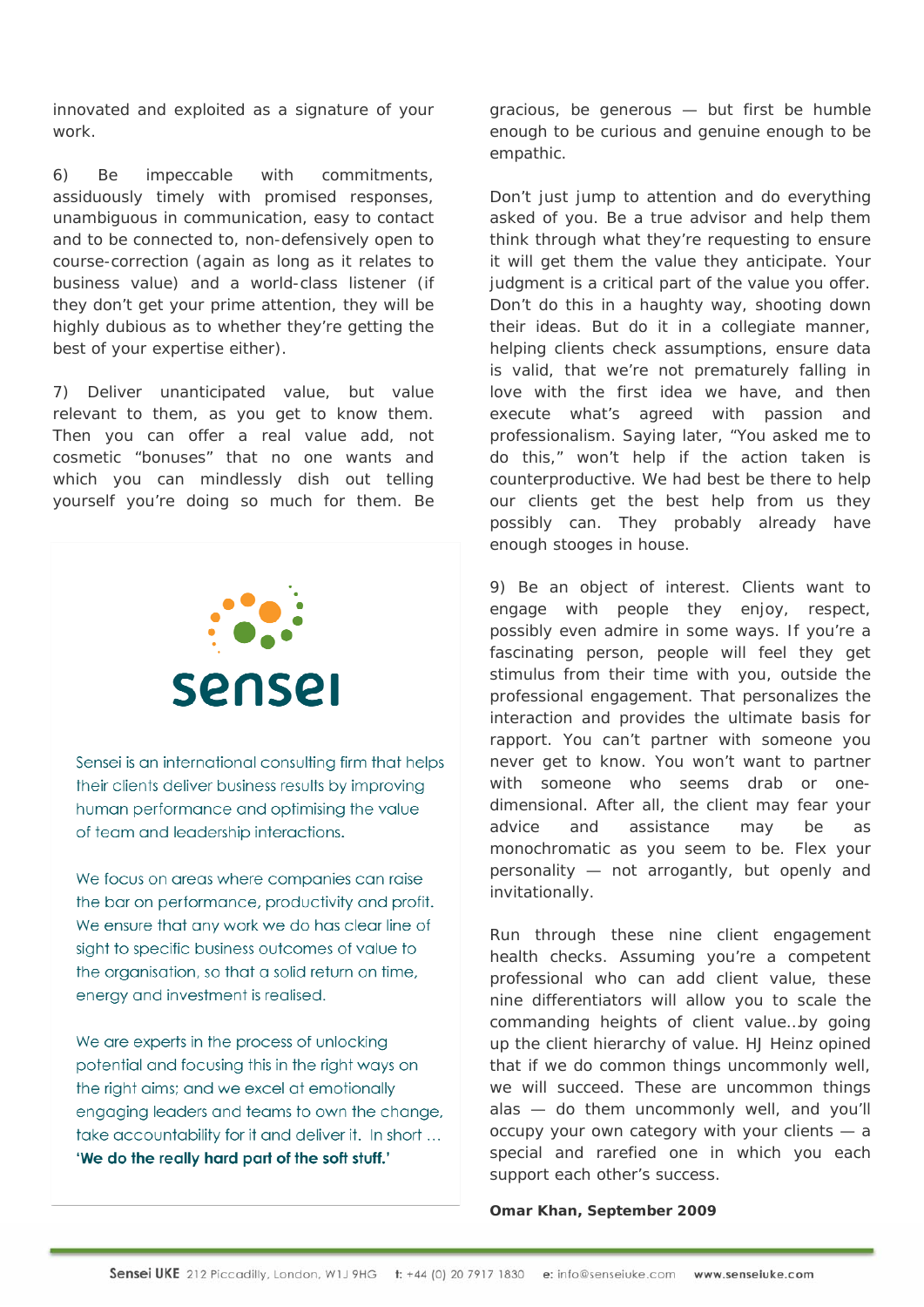innovated and exploited as a signature of your work.

6) Be impeccable with commitments, assiduously timely with promised responses, unambiguous in communication, easy to contact and to be connected to, non-defensively open to course-correction (again as long as it relates to business value) and a world-class listener (if they don't get your prime attention, they will be highly dubious as to whether they're getting the best of your expertise either).

7) Deliver unanticipated value, but value relevant to them, as you get to know them. Then you can offer a real value add, not cosmetic "bonuses" that no one wants and which you can mindlessly dish out telling yourself you're doing so much for them. Be gracious, be generous — but first be humble enough to be curious and genuine enough to be empathic.

Don't just jump to attention and do everything asked of you. Be a true advisor and help them think through what they're requesting to ensure it will get them the value they anticipate. Your judgment is a critical part of the value you offer. Don't do this in a haughty way, shooting down their ideas. But do it in a collegiate manner, helping clients check assumptions, ensure data is valid, that we're not prematurely falling in love with the first idea we have, and then execute what's agreed with passion and professionalism. Saying later, "You asked me to do this," won't help if the action taken is counterproductive. We had best be there to help our clients get the best help from us they possibly can. They probably already have enough stooges in house.

9) Be an object of interest. Clients want to engage with people they enjoy, respect, possibly even admire in some ways. If you're a fascinating person, people will feel they get stimulus from their time with you, outside the professional engagement. That personalizes the interaction and provides the ultimate basis for rapport. You can't partner with someone you never get to know. You won't want to partner with someone who seems drab or one-dimensional. After all, the client may fear your advice and assistance may be as monochromatic as you seem to be. Flex your personality — not arrogantly, but openly and invitationally.

Run through these nine client engagement health checks. Assuming you're a competent professional who can add client value, these nine differentiators will allow you to scale the commanding heights of client value…by going up the client hierarchy of value. HJ Heinz opined that if we do common things uncommonly well, we will succeed. These are uncommon things alas — do them uncommonly well, and you'll occupy your own category with your clients — a special and rarefied one in which you each support each other's success.

**Omar Khan, September 2009**

sensei

Sensei is an international consulting firm that helps their clients deliver business results by improving human performance and optimising the value of team and leadership interactions.

We focus on areas where companies can raise the bar on performance, productivity and profit. We ensure that any work we do has clear line of sight to specific business outcomes of value to the organisation, so that a solid return on time, energy and investment is realised.

We are experts in the process of unlocking potential and focusing this in the right ways on the right aims; and we excel at emotionally engaging leaders and teams to own the change, take accountability for it and deliver it. In short … **'We do the really hard part of the soft stuff.'**

**Sensei UKE** 212 Piccadilly, London, W1J 9HG t: +44 (0) 20 7917 1830 e: info@senseiuke.com www.senseiuke.com